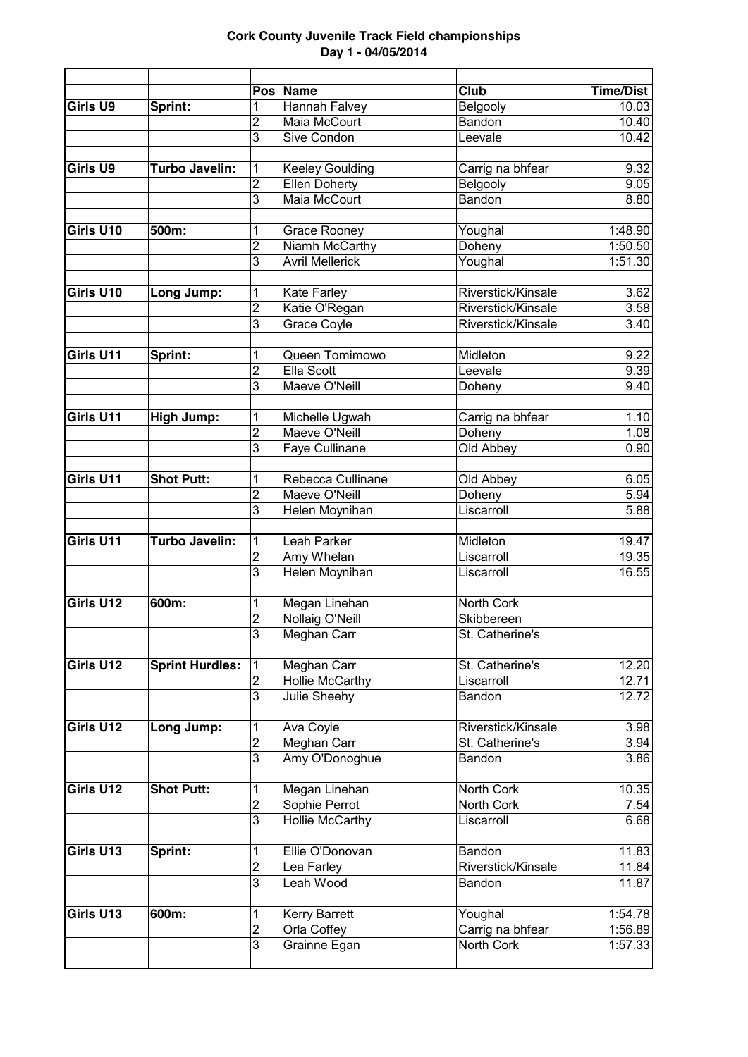# Cork County Juvenile Track Field championships
## Day 1 - 04/05/2014

| | | Pos | Name | Club | Time/Dist |
|---|---|---|---|---|---|
| **Girls U9** | **Sprint:** | 1 | Hannah Falvey | Belgooly | 10.03 |
| | | 2 | Maia McCourt | Bandon | 10.40 |
| | | 3 | Sive Condon | Leevale | 10.42 |
| | | | | | |
| **Girls U9** | **Turbo Javelin:** | 1 | Keeley Goulding | Carrig na bhfear | 9.32 |
| | | 2 | Ellen Doherty | Belgooly | 9.05 |
| | | 3 | Maia McCourt | Bandon | 8.80 |
| | | | | | |
| **Girls U10** | **500m:** | 1 | Grace Rooney | Youghal | 1:48.90 |
| | | 2 | Niamh McCarthy | Doheny | 1:50.50 |
| | | 3 | Avril Mellerick | Youghal | 1:51.30 |
| | | | | | |
| **Girls U10** | **Long Jump:** | 1 | Kate Farley | Riverstick/Kinsale | 3.62 |
| | | 2 | Katie O'Regan | Riverstick/Kinsale | 3.58 |
| | | 3 | Grace Coyle | Riverstick/Kinsale | 3.40 |
| | | | | | |
| **Girls U11** | **Sprint:** | 1 | Queen Tomimowo | Midleton | 9.22 |
| | | 2 | Ella Scott | Leevale | 9.39 |
| | | 3 | Maeve O'Neill | Doheny | 9.40 |
| | | | | | |
| **Girls U11** | **High Jump:** | 1 | Michelle Ugwah | Carrig na bhfear | 1.10 |
| | | 2 | Maeve O'Neill | Doheny | 1.08 |
| | | 3 | Faye Cullinane | Old Abbey | 0.90 |
| | | | | | |
| **Girls U11** | **Shot Putt:** | 1 | Rebecca Cullinane | Old Abbey | 6.05 |
| | | 2 | Maeve O'Neill | Doheny | 5.94 |
| | | 3 | Helen Moynihan | Liscarroll | 5.88 |
| | | | | | |
| **Girls U11** | **Turbo Javelin:** | 1 | Leah Parker | Midleton | 19.47 |
| | | 2 | Amy Whelan | Liscarroll | 19.35 |
| | | 3 | Helen Moynihan | Liscarroll | 16.55 |
| | | | | | |
| **Girls U12** | **600m:** | 1 | Megan Linehan | North Cork | |
| | | 2 | Nollaig O'Neill | Skibbereen | |
| | | 3 | Meghan Carr | St. Catherine's | |
| | | | | | |
| **Girls U12** | **Sprint Hurdles:** | 1 | Meghan Carr | St. Catherine's | 12.20 |
| | | 2 | Hollie McCarthy | Liscarroll | 12.71 |
| | | 3 | Julie Sheehy | Bandon | 12.72 |
| | | | | | |
| **Girls U12** | **Long Jump:** | 1 | Ava Coyle | Riverstick/Kinsale | 3.98 |
| | | 2 | Meghan Carr | St. Catherine's | 3.94 |
| | | 3 | Amy O'Donoghue | Bandon | 3.86 |
| | | | | | |
| **Girls U12** | **Shot Putt:** | 1 | Megan Linehan | North Cork | 10.35 |
| | | 2 | Sophie Perrot | North Cork | 7.54 |
| | | 3 | Hollie McCarthy | Liscarroll | 6.68 |
| | | | | | |
| **Girls U13** | **Sprint:** | 1 | Ellie O'Donovan | Bandon | 11.83 |
| | | 2 | Lea Farley | Riverstick/Kinsale | 11.84 |
| | | 3 | Leah Wood | Bandon | 11.87 |
| | | | | | |
| **Girls U13** | **600m:** | 1 | Kerry Barrett | Youghal | 1:54.78 |
| | | 2 | Orla Coffey | Carrig na bhfear | 1:56.89 |
| | | 3 | Grainne Egan | North Cork | 1:57.33 |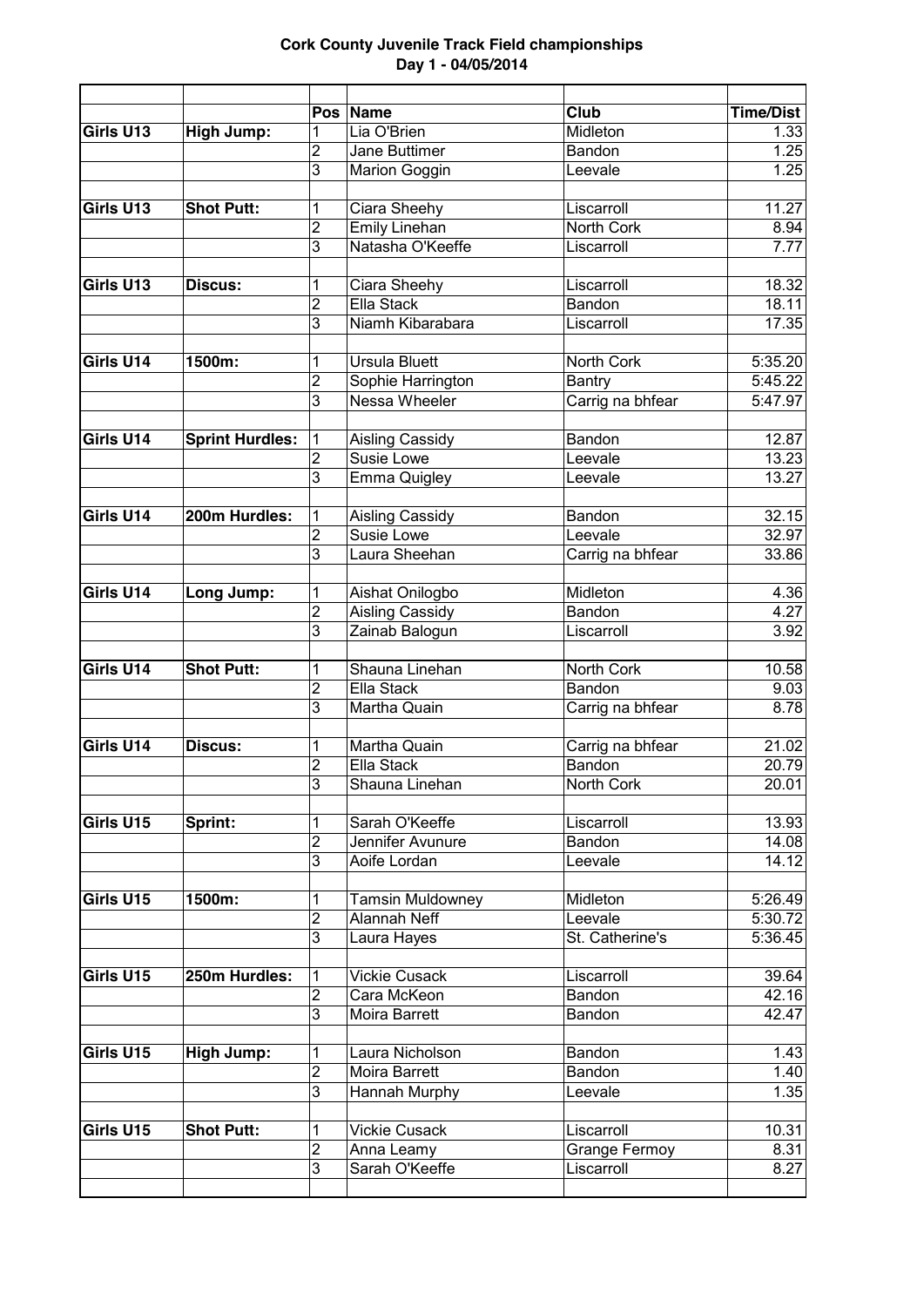**Cork County Juvenile Track Field championships**
**Day 1 - 04/05/2014**

| | | Pos | Name | Club | Time/Dist |
|---|---|---|---|---|---|
| Girls U13 | High Jump: | 1 | Lia O'Brien | Midleton | 1.33 |
| | | 2 | Jane Buttimer | Bandon | 1.25 |
| | | 3 | Marion Goggin | Leevale | 1.25 |
| | | | | | |
| Girls U13 | Shot Putt: | 1 | Ciara Sheehy | Liscarroll | 11.27 |
| | | 2 | Emily Linehan | North Cork | 8.94 |
| | | 3 | Natasha O'Keeffe | Liscarroll | 7.77 |
| | | | | | |
| Girls U13 | Discus: | 1 | Ciara Sheehy | Liscarroll | 18.32 |
| | | 2 | Ella Stack | Bandon | 18.11 |
| | | 3 | Niamh Kibarabara | Liscarroll | 17.35 |
| | | | | | |
| Girls U14 | 1500m: | 1 | Ursula Bluett | North Cork | 5:35.20 |
| | | 2 | Sophie Harrington | Bantry | 5:45.22 |
| | | 3 | Nessa Wheeler | Carrig na bhfear | 5:47.97 |
| | | | | | |
| Girls U14 | Sprint Hurdles: | 1 | Aisling Cassidy | Bandon | 12.87 |
| | | 2 | Susie Lowe | Leevale | 13.23 |
| | | 3 | Emma Quigley | Leevale | 13.27 |
| | | | | | |
| Girls U14 | 200m Hurdles: | 1 | Aisling Cassidy | Bandon | 32.15 |
| | | 2 | Susie Lowe | Leevale | 32.97 |
| | | 3 | Laura Sheehan | Carrig na bhfear | 33.86 |
| | | | | | |
| Girls U14 | Long Jump: | 1 | Aishat Onilogbo | Midleton | 4.36 |
| | | 2 | Aisling Cassidy | Bandon | 4.27 |
| | | 3 | Zainab Balogun | Liscarroll | 3.92 |
| | | | | | |
| Girls U14 | Shot Putt: | 1 | Shauna Linehan | North Cork | 10.58 |
| | | 2 | Ella Stack | Bandon | 9.03 |
| | | 3 | Martha Quain | Carrig na bhfear | 8.78 |
| | | | | | |
| Girls U14 | Discus: | 1 | Martha Quain | Carrig na bhfear | 21.02 |
| | | 2 | Ella Stack | Bandon | 20.79 |
| | | 3 | Shauna Linehan | North Cork | 20.01 |
| | | | | | |
| Girls U15 | Sprint: | 1 | Sarah O'Keeffe | Liscarroll | 13.93 |
| | | 2 | Jennifer Avunure | Bandon | 14.08 |
| | | 3 | Aoife Lordan | Leevale | 14.12 |
| | | | | | |
| Girls U15 | 1500m: | 1 | Tamsin Muldowney | Midleton | 5:26.49 |
| | | 2 | Alannah Neff | Leevale | 5:30.72 |
| | | 3 | Laura Hayes | St. Catherine's | 5:36.45 |
| | | | | | |
| Girls U15 | 250m Hurdles: | 1 | Vickie Cusack | Liscarroll | 39.64 |
| | | 2 | Cara McKeon | Bandon | 42.16 |
| | | 3 | Moira Barrett | Bandon | 42.47 |
| | | | | | |
| Girls U15 | High Jump: | 1 | Laura Nicholson | Bandon | 1.43 |
| | | 2 | Moira Barrett | Bandon | 1.40 |
| | | 3 | Hannah Murphy | Leevale | 1.35 |
| | | | | | |
| Girls U15 | Shot Putt: | 1 | Vickie Cusack | Liscarroll | 10.31 |
| | | 2 | Anna Leamy | Grange Fermoy | 8.31 |
| | | 3 | Sarah O'Keeffe | Liscarroll | 8.27 |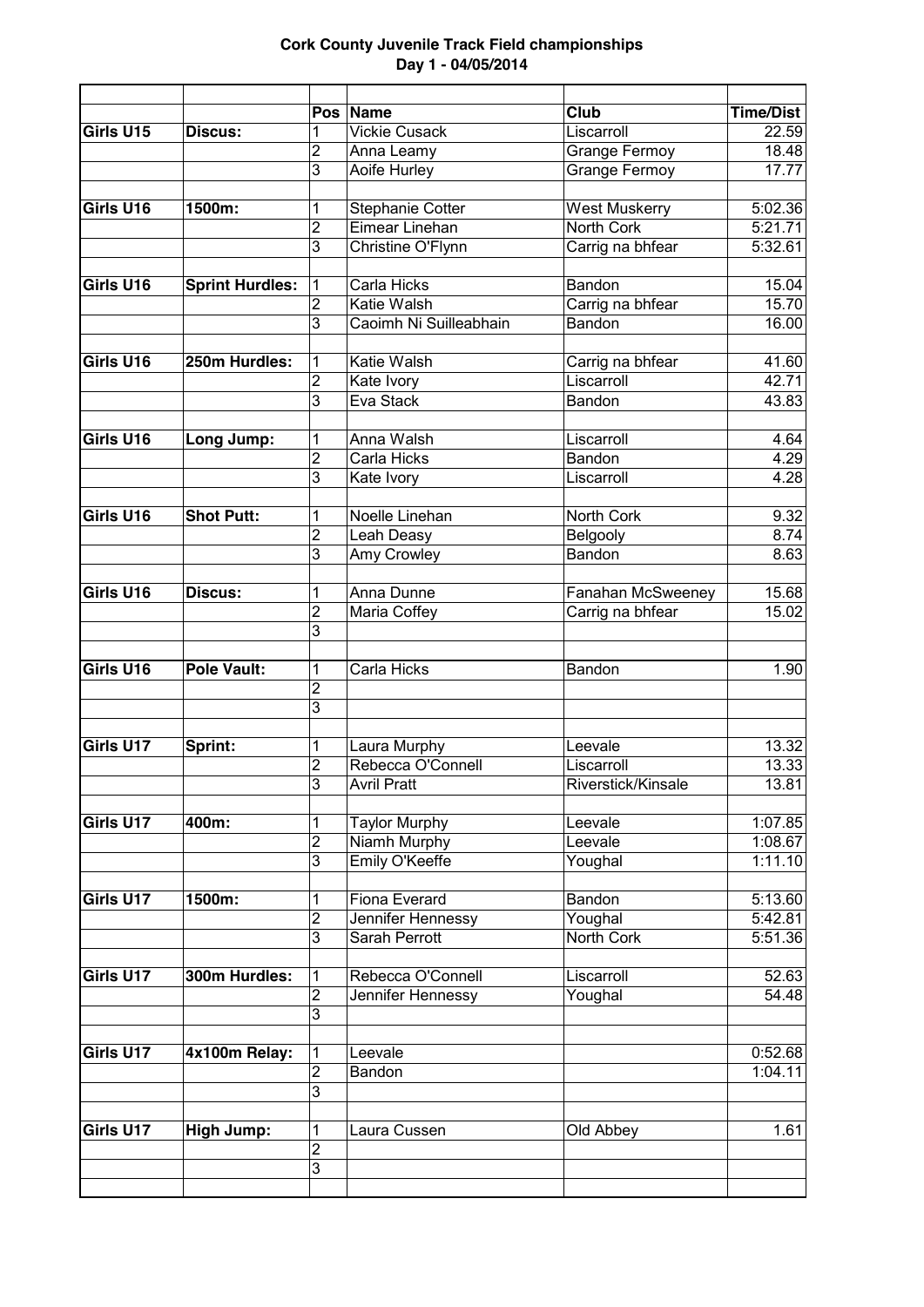**Cork County Juvenile Track Field championships**
**Day 1 - 04/05/2014**

| | | Pos | Name | Club | Time/Dist |
|---|---|---|---|---|---|
| Girls U15 | Discus: | 1 | Vickie Cusack | Liscarroll | 22.59 |
| | | 2 | Anna Leamy | Grange Fermoy | 18.48 |
| | | 3 | Aoife Hurley | Grange Fermoy | 17.77 |
| | | | | | |
| Girls U16 | 1500m: | 1 | Stephanie Cotter | West Muskerry | 5:02.36 |
| | | 2 | Eimear Linehan | North Cork | 5:21.71 |
| | | 3 | Christine O'Flynn | Carrig na bhfear | 5:32.61 |
| | | | | | |
| Girls U16 | Sprint Hurdles: | 1 | Carla Hicks | Bandon | 15.04 |
| | | 2 | Katie Walsh | Carrig na bhfear | 15.70 |
| | | 3 | Caoimh Ni Suilleabhain | Bandon | 16.00 |
| | | | | | |
| Girls U16 | 250m Hurdles: | 1 | Katie Walsh | Carrig na bhfear | 41.60 |
| | | 2 | Kate Ivory | Liscarroll | 42.71 |
| | | 3 | Eva Stack | Bandon | 43.83 |
| | | | | | |
| Girls U16 | Long Jump: | 1 | Anna Walsh | Liscarroll | 4.64 |
| | | 2 | Carla Hicks | Bandon | 4.29 |
| | | 3 | Kate Ivory | Liscarroll | 4.28 |
| | | | | | |
| Girls U16 | Shot Putt: | 1 | Noelle Linehan | North Cork | 9.32 |
| | | 2 | Leah Deasy | Belgooly | 8.74 |
| | | 3 | Amy Crowley | Bandon | 8.63 |
| | | | | | |
| Girls U16 | Discus: | 1 | Anna Dunne | Fanahan McSweeney | 15.68 |
| | | 2 | Maria Coffey | Carrig na bhfear | 15.02 |
| | | 3 | | | |
| | | | | | |
| Girls U16 | Pole Vault: | 1 | Carla Hicks | Bandon | 1.90 |
| | | 2 | | | |
| | | 3 | | | |
| | | | | | |
| Girls U17 | Sprint: | 1 | Laura Murphy | Leevale | 13.32 |
| | | 2 | Rebecca O'Connell | Liscarroll | 13.33 |
| | | 3 | Avril Pratt | Riverstick/Kinsale | 13.81 |
| | | | | | |
| Girls U17 | 400m: | 1 | Taylor Murphy | Leevale | 1:07.85 |
| | | 2 | Niamh Murphy | Leevale | 1:08.67 |
| | | 3 | Emily O'Keeffe | Youghal | 1:11.10 |
| | | | | | |
| Girls U17 | 1500m: | 1 | Fiona Everard | Bandon | 5:13.60 |
| | | 2 | Jennifer Hennessy | Youghal | 5:42.81 |
| | | 3 | Sarah Perrott | North Cork | 5:51.36 |
| | | | | | |
| Girls U17 | 300m Hurdles: | 1 | Rebecca O'Connell | Liscarroll | 52.63 |
| | | 2 | Jennifer Hennessy | Youghal | 54.48 |
| | | 3 | | | |
| | | | | | |
| Girls U17 | 4x100m Relay: | 1 | Leevale | | 0:52.68 |
| | | 2 | Bandon | | 1:04.11 |
| | | 3 | | | |
| | | | | | |
| Girls U17 | High Jump: | 1 | Laura Cussen | Old Abbey | 1.61 |
| | | 2 | | | |
| | | 3 | | | |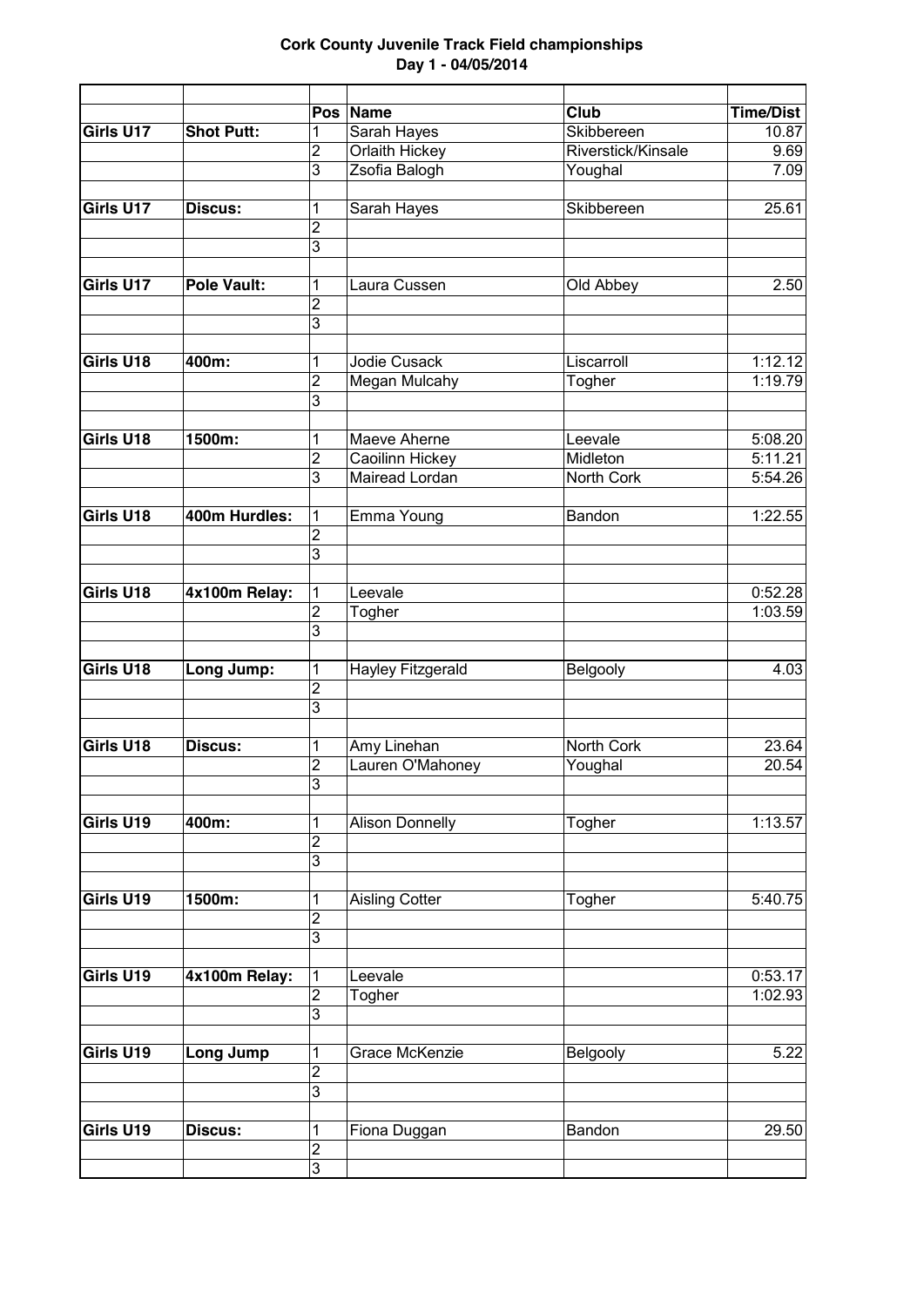**Cork County Juvenile Track Field championships**
**Day 1 - 04/05/2014**

| | | Pos | Name | Club | Time/Dist |
|---|---|---|---|---|---|
| **Girls U17** | **Shot Putt:** | 1 | Sarah Hayes | Skibbereen | 10.87 |
| | | 2 | Orlaith Hickey | Riverstick/Kinsale | 9.69 |
| | | 3 | Zsofia Balogh | Youghal | 7.09 |
| | | | | | |
| **Girls U17** | **Discus:** | 1 | Sarah Hayes | Skibbereen | 25.61 |
| | | 2 | | | |
| | | 3 | | | |
| | | | | | |
| **Girls U17** | **Pole Vault:** | 1 | Laura Cussen | Old Abbey | 2.50 |
| | | 2 | | | |
| | | 3 | | | |
| | | | | | |
| **Girls U18** | **400m:** | 1 | Jodie Cusack | Liscarroll | 1:12.12 |
| | | 2 | Megan Mulcahy | Togher | 1:19.79 |
| | | 3 | | | |
| | | | | | |
| **Girls U18** | **1500m:** | 1 | Maeve Aherne | Leevale | 5:08.20 |
| | | 2 | Caoilinn Hickey | Midleton | 5:11.21 |
| | | 3 | Mairead Lordan | North Cork | 5:54.26 |
| | | | | | |
| **Girls U18** | **400m Hurdles:** | 1 | Emma Young | Bandon | 1:22.55 |
| | | 2 | | | |
| | | 3 | | | |
| | | | | | |
| **Girls U18** | **4x100m Relay:** | 1 | Leevale | | 0:52.28 |
| | | 2 | Togher | | 1:03.59 |
| | | 3 | | | |
| | | | | | |
| **Girls U18** | **Long Jump:** | 1 | Hayley Fitzgerald | Belgooly | 4.03 |
| | | 2 | | | |
| | | 3 | | | |
| | | | | | |
| **Girls U18** | **Discus:** | 1 | Amy Linehan | North Cork | 23.64 |
| | | 2 | Lauren O'Mahoney | Youghal | 20.54 |
| | | 3 | | | |
| | | | | | |
| **Girls U19** | **400m:** | 1 | Alison Donnelly | Togher | 1:13.57 |
| | | 2 | | | |
| | | 3 | | | |
| | | | | | |
| **Girls U19** | **1500m:** | 1 | Aisling Cotter | Togher | 5:40.75 |
| | | 2 | | | |
| | | 3 | | | |
| | | | | | |
| **Girls U19** | **4x100m Relay:** | 1 | Leevale | | 0:53.17 |
| | | 2 | Togher | | 1:02.93 |
| | | 3 | | | |
| | | | | | |
| **Girls U19** | **Long Jump** | 1 | Grace McKenzie | Belgooly | 5.22 |
| | | 2 | | | |
| | | 3 | | | |
| | | | | | |
| **Girls U19** | **Discus:** | 1 | Fiona Duggan | Bandon | 29.50 |
| | | 2 | | | |
| | | 3 | | | |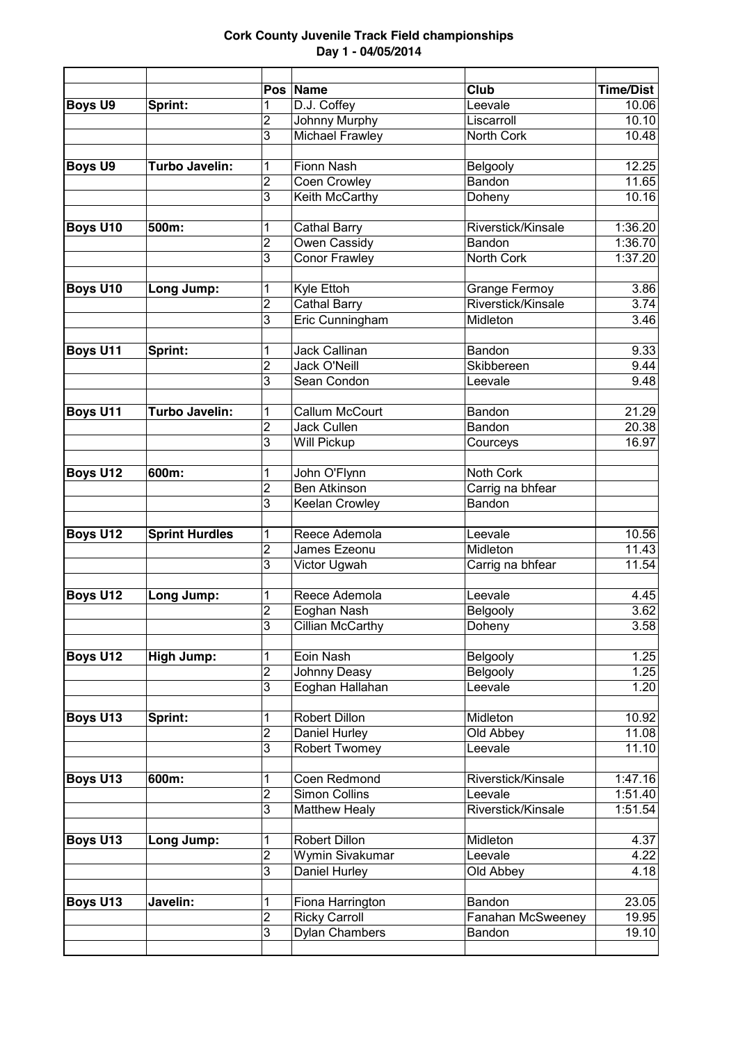**Cork County Juvenile Track Field championships**
**Day 1 - 04/05/2014**

| | | Pos | Name | Club | Time/Dist |
|---|---|---|---|---|---|
| **Boys U9** | **Sprint:** | 1 | D.J. Coffey | Leevale | 10.06 |
| | | 2 | Johnny Murphy | Liscarroll | 10.10 |
| | | 3 | Michael Frawley | North Cork | 10.48 |
| | | | | | |
| **Boys U9** | **Turbo Javelin:** | 1 | Fionn Nash | Belgooly | 12.25 |
| | | 2 | Coen Crowley | Bandon | 11.65 |
| | | 3 | Keith McCarthy | Doheny | 10.16 |
| | | | | | |
| **Boys U10** | **500m:** | 1 | Cathal Barry | Riverstick/Kinsale | 1:36.20 |
| | | 2 | Owen Cassidy | Bandon | 1:36.70 |
| | | 3 | Conor Frawley | North Cork | 1:37.20 |
| | | | | | |
| **Boys U10** | **Long Jump:** | 1 | Kyle Ettoh | Grange Fermoy | 3.86 |
| | | 2 | Cathal Barry | Riverstick/Kinsale | 3.74 |
| | | 3 | Eric Cunningham | Midleton | 3.46 |
| | | | | | |
| **Boys U11** | **Sprint:** | 1 | Jack Callinan | Bandon | 9.33 |
| | | 2 | Jack O'Neill | Skibbereen | 9.44 |
| | | 3 | Sean Condon | Leevale | 9.48 |
| | | | | | |
| **Boys U11** | **Turbo Javelin:** | 1 | Callum McCourt | Bandon | 21.29 |
| | | 2 | Jack Cullen | Bandon | 20.38 |
| | | 3 | Will Pickup | Courceys | 16.97 |
| | | | | | |
| **Boys U12** | **600m:** | 1 | John O'Flynn | Noth Cork | |
| | | 2 | Ben Atkinson | Carrig na bhfear | |
| | | 3 | Keelan Crowley | Bandon | |
| | | | | | |
| **Boys U12** | **Sprint Hurdles** | 1 | Reece Ademola | Leevale | 10.56 |
| | | 2 | James Ezeonu | Midleton | 11.43 |
| | | 3 | Victor Ugwah | Carrig na bhfear | 11.54 |
| | | | | | |
| **Boys U12** | **Long Jump:** | 1 | Reece Ademola | Leevale | 4.45 |
| | | 2 | Eoghan Nash | Belgooly | 3.62 |
| | | 3 | Cillian McCarthy | Doheny | 3.58 |
| | | | | | |
| **Boys U12** | **High Jump:** | 1 | Eoin Nash | Belgooly | 1.25 |
| | | 2 | Johnny Deasy | Belgooly | 1.25 |
| | | 3 | Eoghan Hallahan | Leevale | 1.20 |
| | | | | | |
| **Boys U13** | **Sprint:** | 1 | Robert Dillon | Midleton | 10.92 |
| | | 2 | Daniel Hurley | Old Abbey | 11.08 |
| | | 3 | Robert Twomey | Leevale | 11.10 |
| | | | | | |
| **Boys U13** | **600m:** | 1 | Coen Redmond | Riverstick/Kinsale | 1:47.16 |
| | | 2 | Simon Collins | Leevale | 1:51.40 |
| | | 3 | Matthew Healy | Riverstick/Kinsale | 1:51.54 |
| | | | | | |
| **Boys U13** | **Long Jump:** | 1 | Robert Dillon | Midleton | 4.37 |
| | | 2 | Wymin Sivakumar | Leevale | 4.22 |
| | | 3 | Daniel Hurley | Old Abbey | 4.18 |
| | | | | | |
| **Boys U13** | **Javelin:** | 1 | Fiona Harrington | Bandon | 23.05 |
| | | 2 | Ricky Carroll | Fanahan McSweeney | 19.95 |
| | | 3 | Dylan Chambers | Bandon | 19.10 |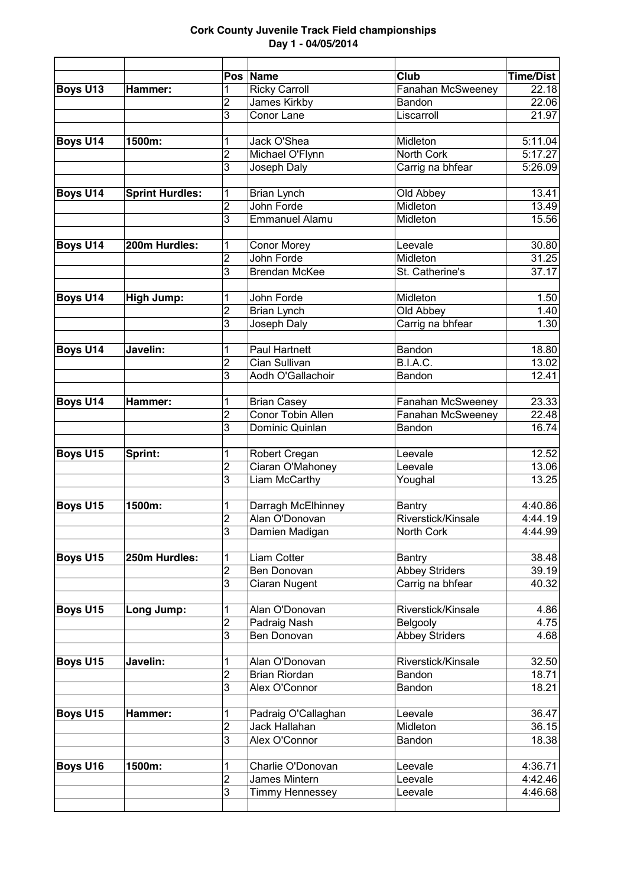**Cork County Juvenile Track Field championships**
**Day 1 - 04/05/2014**

| | | Pos | Name | Club | Time/Dist |
|---|---|---|---|---|---|
| **Boys U13** | **Hammer:** | 1 | Ricky Carroll | Fanahan McSweeney | 22.18 |
| | | 2 | James Kirkby | Bandon | 22.06 |
| | | 3 | Conor Lane | Liscarroll | 21.97 |
| | | | | | |
| **Boys U14** | **1500m:** | 1 | Jack O'Shea | Midleton | 5:11.04 |
| | | 2 | Michael O'Flynn | North Cork | 5:17.27 |
| | | 3 | Joseph Daly | Carrig na bhfear | 5:26.09 |
| | | | | | |
| **Boys U14** | **Sprint Hurdles:** | 1 | Brian Lynch | Old Abbey | 13.41 |
| | | 2 | John Forde | Midleton | 13.49 |
| | | 3 | Emmanuel Alamu | Midleton | 15.56 |
| | | | | | |
| **Boys U14** | **200m Hurdles:** | 1 | Conor Morey | Leevale | 30.80 |
| | | 2 | John Forde | Midleton | 31.25 |
| | | 3 | Brendan McKee | St. Catherine's | 37.17 |
| | | | | | |
| **Boys U14** | **High Jump:** | 1 | John Forde | Midleton | 1.50 |
| | | 2 | Brian Lynch | Old Abbey | 1.40 |
| | | 3 | Joseph Daly | Carrig na bhfear | 1.30 |
| | | | | | |
| **Boys U14** | **Javelin:** | 1 | Paul Hartnett | Bandon | 18.80 |
| | | 2 | Cian Sullivan | B.I.A.C. | 13.02 |
| | | 3 | Aodh O'Gallachoir | Bandon | 12.41 |
| | | | | | |
| **Boys U14** | **Hammer:** | 1 | Brian Casey | Fanahan McSweeney | 23.33 |
| | | 2 | Conor Tobin Allen | Fanahan McSweeney | 22.48 |
| | | 3 | Dominic Quinlan | Bandon | 16.74 |
| | | | | | |
| **Boys U15** | **Sprint:** | 1 | Robert Cregan | Leevale | 12.52 |
| | | 2 | Ciaran O'Mahoney | Leevale | 13.06 |
| | | 3 | Liam McCarthy | Youghal | 13.25 |
| | | | | | |
| **Boys U15** | **1500m:** | 1 | Darragh McElhinney | Bantry | 4:40.86 |
| | | 2 | Alan O'Donovan | Riverstick/Kinsale | 4:44.19 |
| | | 3 | Damien Madigan | North Cork | 4:44.99 |
| | | | | | |
| **Boys U15** | **250m Hurdles:** | 1 | Liam Cotter | Bantry | 38.48 |
| | | 2 | Ben Donovan | Abbey Striders | 39.19 |
| | | 3 | Ciaran Nugent | Carrig na bhfear | 40.32 |
| | | | | | |
| **Boys U15** | **Long Jump:** | 1 | Alan O'Donovan | Riverstick/Kinsale | 4.86 |
| | | 2 | Padraig Nash | Belgooly | 4.75 |
| | | 3 | Ben Donovan | Abbey Striders | 4.68 |
| | | | | | |
| **Boys U15** | **Javelin:** | 1 | Alan O'Donovan | Riverstick/Kinsale | 32.50 |
| | | 2 | Brian Riordan | Bandon | 18.71 |
| | | 3 | Alex O'Connor | Bandon | 18.21 |
| | | | | | |
| **Boys U15** | **Hammer:** | 1 | Padraig O'Callaghan | Leevale | 36.47 |
| | | 2 | Jack Hallahan | Midleton | 36.15 |
| | | 3 | Alex O'Connor | Bandon | 18.38 |
| | | | | | |
| **Boys U16** | **1500m:** | 1 | Charlie O'Donovan | Leevale | 4:36.71 |
| | | 2 | James Mintern | Leevale | 4:42.46 |
| | | 3 | Timmy Hennessey | Leevale | 4:46.68 |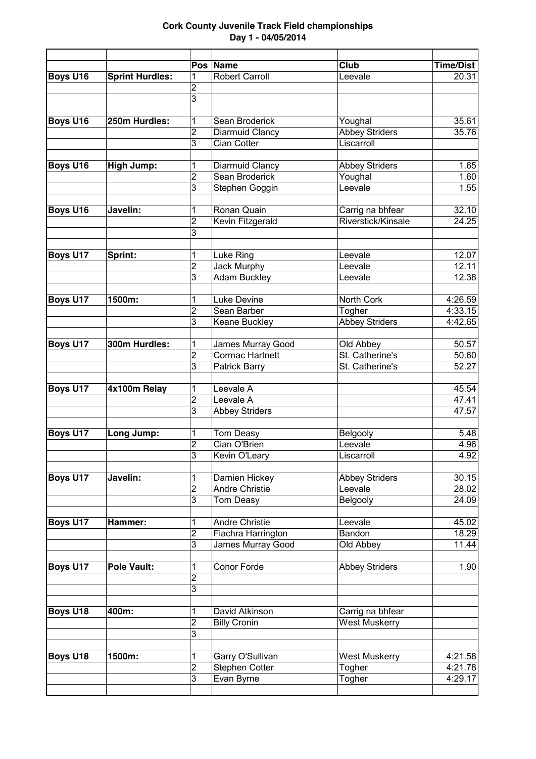**Cork County Juvenile Track Field championships**
**Day 1 - 04/05/2014**

| | | Pos | Name | Club | Time/Dist |
|---|---|---|---|---|---|
| **Boys U16** | **Sprint Hurdles:** | 1 | Robert Carroll | Leevale | 20.31 |
| | | 2 | | | |
| | | 3 | | | |
| | | | | | |
| **Boys U16** | **250m Hurdles:** | 1 | Sean Broderick | Youghal | 35.61 |
| | | 2 | Diarmuid Clancy | Abbey Striders | 35.76 |
| | | 3 | Cian Cotter | Liscarroll | |
| | | | | | |
| **Boys U16** | **High Jump:** | 1 | Diarmuid Clancy | Abbey Striders | 1.65 |
| | | 2 | Sean Broderick | Youghal | 1.60 |
| | | 3 | Stephen Goggin | Leevale | 1.55 |
| | | | | | |
| **Boys U16** | **Javelin:** | 1 | Ronan Quain | Carrig na bhfear | 32.10 |
| | | 2 | Kevin Fitzgerald | Riverstick/Kinsale | 24.25 |
| | | 3 | | | |
| | | | | | |
| **Boys U17** | **Sprint:** | 1 | Luke Ring | Leevale | 12.07 |
| | | 2 | Jack Murphy | Leevale | 12.11 |
| | | 3 | Adam Buckley | Leevale | 12.38 |
| | | | | | |
| **Boys U17** | **1500m:** | 1 | Luke Devine | North Cork | 4:26.59 |
| | | 2 | Sean Barber | Togher | 4:33.15 |
| | | 3 | Keane Buckley | Abbey Striders | 4:42.65 |
| | | | | | |
| **Boys U17** | **300m Hurdles:** | 1 | James Murray Good | Old Abbey | 50.57 |
| | | 2 | Cormac Hartnett | St. Catherine's | 50.60 |
| | | 3 | Patrick Barry | St. Catherine's | 52.27 |
| | | | | | |
| **Boys U17** | **4x100m Relay** | 1 | Leevale A | | 45.54 |
| | | 2 | Leevale A | | 47.41 |
| | | 3 | Abbey Striders | | 47.57 |
| | | | | | |
| **Boys U17** | **Long Jump:** | 1 | Tom Deasy | Belgooly | 5.48 |
| | | 2 | Cian O'Brien | Leevale | 4.96 |
| | | 3 | Kevin O'Leary | Liscarroll | 4.92 |
| | | | | | |
| **Boys U17** | **Javelin:** | 1 | Damien Hickey | Abbey Striders | 30.15 |
| | | 2 | Andre Christie | Leevale | 28.02 |
| | | 3 | Tom Deasy | Belgooly | 24.09 |
| | | | | | |
| **Boys U17** | **Hammer:** | 1 | Andre Christie | Leevale | 45.02 |
| | | 2 | Fiachra Harrington | Bandon | 18.29 |
| | | 3 | James Murray Good | Old Abbey | 11.44 |
| | | | | | |
| **Boys U17** | **Pole Vault:** | 1 | Conor Forde | Abbey Striders | 1.90 |
| | | 2 | | | |
| | | 3 | | | |
| | | | | | |
| **Boys U18** | **400m:** | 1 | David Atkinson | Carrig na bhfear | |
| | | 2 | Billy Cronin | West Muskerry | |
| | | 3 | | | |
| | | | | | |
| **Boys U18** | **1500m:** | 1 | Garry O'Sullivan | West Muskerry | 4:21.58 |
| | | 2 | Stephen Cotter | Togher | 4:21.78 |
| | | 3 | Evan Byrne | Togher | 4:29.17 |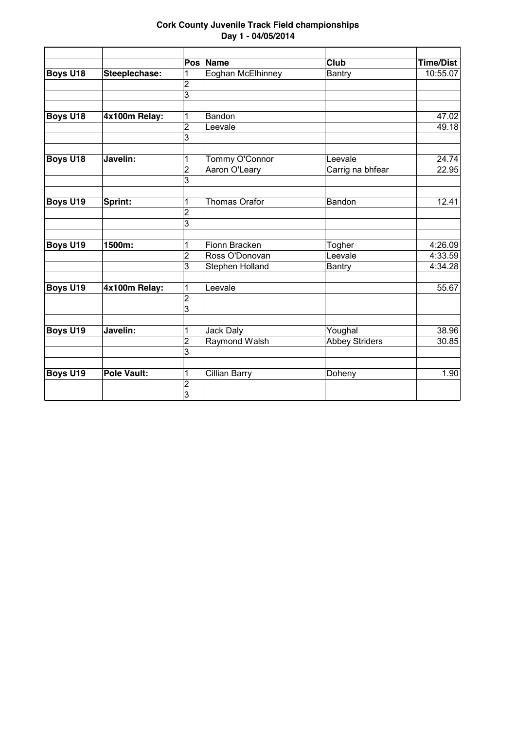**Cork County Juvenile Track Field championships**
**Day 1 - 04/05/2014**

| | | | | | |
|---|---|---|---|---|---|
| | | Pos | Name | Club | Time/Dist |
| **Boys U18** | **Steeplechase:** | 1 | Eoghan McElhinney | Bantry | 10:55.07 |
| | | 2 | | | |
| | | 3 | | | |
| | | | | | |
| **Boys U18** | **4x100m Relay:** | 1 | Bandon | | 47.02 |
| | | 2 | Leevale | | 49.18 |
| | | 3 | | | |
| | | | | | |
| **Boys U18** | **Javelin:** | 1 | Tommy O'Connor | Leevale | 24.74 |
| | | 2 | Aaron O'Leary | Carrig na bhfear | 22.95 |
| | | 3 | | | |
| | | | | | |
| **Boys U19** | **Sprint:** | 1 | Thomas Orafor | Bandon | 12.41 |
| | | 2 | | | |
| | | 3 | | | |
| | | | | | |
| **Boys U19** | **1500m:** | 1 | Fionn Bracken | Togher | 4:26.09 |
| | | 2 | Ross O'Donovan | Leevale | 4:33.59 |
| | | 3 | Stephen Holland | Bantry | 4:34.28 |
| | | | | | |
| **Boys U19** | **4x100m Relay:** | 1 | Leevale | | 55.67 |
| | | 2 | | | |
| | | 3 | | | |
| | | | | | |
| **Boys U19** | **Javelin:** | 1 | Jack Daly | Youghal | 38.96 |
| | | 2 | Raymond Walsh | Abbey Striders | 30.85 |
| | | 3 | | | |
| | | | | | |
| **Boys U19** | **Pole Vault:** | 1 | Cillian Barry | Doheny | 1.90 |
| | | 2 | | | |
| | | 3 | | | |